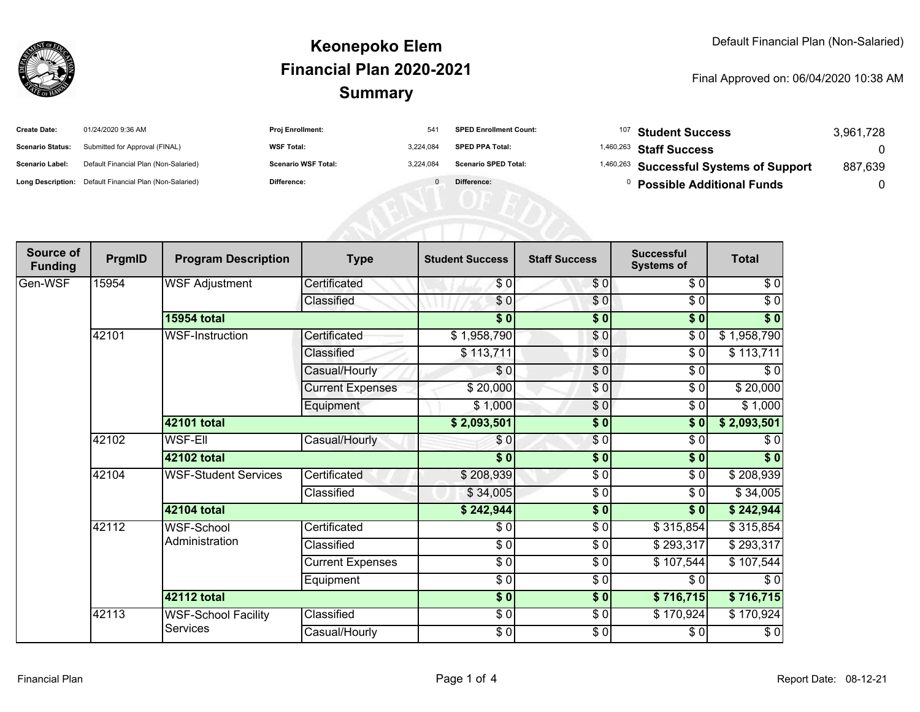# Keonepoko Elem
# Financial Plan 2020-2021
# Summary

Default Financial Plan (Non-Salaried)

Final Approved on: 06/04/2020 10:38 AM

| | | | | | | | |
|---|---|---|---|---|---|---|---|
| **Create Date:** | 01/24/2020 9:36 AM | **Proj Enrollment:** | 541 | **SPED Enrollment Count:** | 107 | **Student Success** | 3,961,728 |
| **Scenario Status:** | Submitted for Approval (FINAL) | **WSF Total:** | 3,224,084 | **SPED PPA Total:** | 1,460,263 | **Staff Success** | 0 |
| **Scenario Label:** | Default Financial Plan (Non-Salaried) | **Scenario WSF Total:** | 3,224,084 | **Scenario SPED Total:** | 1,460,263 | **Successful Systems of Support** | 887,639 |
| **Long Description:** | Default Financial Plan (Non-Salaried) | **Difference:** | 0 | **Difference:** | 0 | **Possible Additional Funds** | 0 |

| Source of Funding | PrgmID | Program Description | Type | Student Success | Staff Success | Successful Systems of | Total |
|---|---|---|---|---|---|---|---|
| Gen-WSF | 15954 | WSF Adjustment | Certificated | $ 0 | $ 0 | $ 0 | $ 0 |
| | | | Classified | $ 0 | $ 0 | $ 0 | $ 0 |
| | | **15954 total** | | **$ 0** | **$ 0** | **$ 0** | **$ 0** |
| | 42101 | WSF-Instruction | Certificated | $ 1,958,790 | $ 0 | $ 0 | $ 1,958,790 |
| | | | Classified | $ 113,711 | $ 0 | $ 0 | $ 113,711 |
| | | | Casual/Hourly | $ 0 | $ 0 | $ 0 | $ 0 |
| | | | Current Expenses | $ 20,000 | $ 0 | $ 0 | $ 20,000 |
| | | | Equipment | $ 1,000 | $ 0 | $ 0 | $ 1,000 |
| | | **42101 total** | | **$ 2,093,501** | **$ 0** | **$ 0** | **$ 2,093,501** |
| | 42102 | WSF-Ell | Casual/Hourly | $ 0 | $ 0 | $ 0 | $ 0 |
| | | **42102 total** | | **$ 0** | **$ 0** | **$ 0** | **$ 0** |
| | 42104 | WSF-Student Services | Certificated | $ 208,939 | $ 0 | $ 0 | $ 208,939 |
| | | | Classified | $ 34,005 | $ 0 | $ 0 | $ 34,005 |
| | | **42104 total** | | **$ 242,944** | **$ 0** | **$ 0** | **$ 242,944** |
| | 42112 | WSF-School Administration | Certificated | $ 0 | $ 0 | $ 315,854 | $ 315,854 |
| | | | Classified | $ 0 | $ 0 | $ 293,317 | $ 293,317 |
| | | | Current Expenses | $ 0 | $ 0 | $ 107,544 | $ 107,544 |
| | | | Equipment | $ 0 | $ 0 | $ 0 | $ 0 |
| | | **42112 total** | | **$ 0** | **$ 0** | **$ 716,715** | **$ 716,715** |
| | 42113 | WSF-School Facility Services | Classified | $ 0 | $ 0 | $ 170,924 | $ 170,924 |
| | | | Casual/Hourly | $ 0 | $ 0 | $ 0 | $ 0 |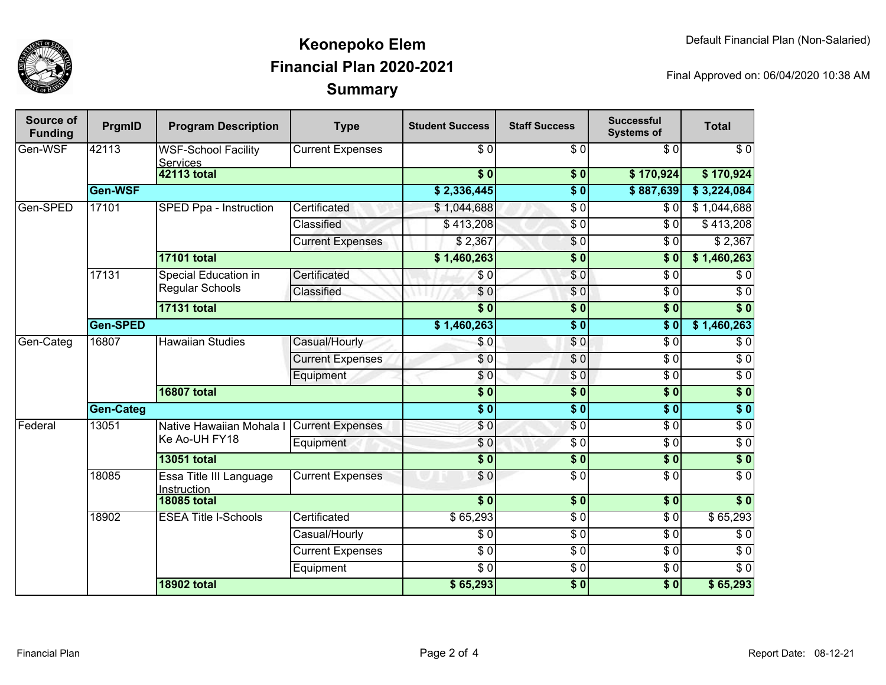# Keonepoko Elem
## Financial Plan 2020-2021
## Summary

Default Financial Plan (Non-Salaried)

Final Approved on: 06/04/2020 10:38 AM

| Source of Funding | PrgmID | Program Description | Type | Student Success | Staff Success | Successful Systems of | Total |
|---|---|---|---|---|---|---|---|
| Gen-WSF | 42113 | WSF-School Facility Services | Current Expenses | $ 0 | $ 0 | $ 0 | $ 0 |
| | | **42113 total** | | **$ 0** | **$ 0** | **$ 170,924** | **$ 170,924** |
| | **Gen-WSF** | | | **$ 2,336,445** | **$ 0** | **$ 887,639** | **$ 3,224,084** |
| Gen-SPED | 17101 | SPED Ppa - Instruction | Certificated | $ 1,044,688 | $ 0 | $ 0 | $ 1,044,688 |
| | | | Classified | $ 413,208 | $ 0 | $ 0 | $ 413,208 |
| | | | Current Expenses | $ 2,367 | $ 0 | $ 0 | $ 2,367 |
| | | **17101 total** | | **$ 1,460,263** | **$ 0** | **$ 0** | **$ 1,460,263** |
| | 17131 | Special Education in Regular Schools | Certificated | $ 0 | $ 0 | $ 0 | $ 0 |
| | | | Classified | $ 0 | $ 0 | $ 0 | $ 0 |
| | | **17131 total** | | **$ 0** | **$ 0** | **$ 0** | **$ 0** |
| | **Gen-SPED** | | | **$ 1,460,263** | **$ 0** | **$ 0** | **$ 1,460,263** |
| Gen-Categ | 16807 | Hawaiian Studies | Casual/Hourly | $ 0 | $ 0 | $ 0 | $ 0 |
| | | | Current Expenses | $ 0 | $ 0 | $ 0 | $ 0 |
| | | | Equipment | $ 0 | $ 0 | $ 0 | $ 0 |
| | | **16807 total** | | **$ 0** | **$ 0** | **$ 0** | **$ 0** |
| | **Gen-Categ** | | | **$ 0** | **$ 0** | **$ 0** | **$ 0** |
| Federal | 13051 | Native Hawaiian Mohala I Ke Ao-UH FY18 | Current Expenses | $ 0 | $ 0 | $ 0 | $ 0 |
| | | | Equipment | $ 0 | $ 0 | $ 0 | $ 0 |
| | | **13051 total** | | **$ 0** | **$ 0** | **$ 0** | **$ 0** |
| | 18085 | Essa Title III Language Instruction | Current Expenses | $ 0 | $ 0 | $ 0 | $ 0 |
| | | **18085 total** | | **$ 0** | **$ 0** | **$ 0** | **$ 0** |
| | 18902 | ESEA Title I-Schools | Certificated | $ 65,293 | $ 0 | $ 0 | $ 65,293 |
| | | | Casual/Hourly | $ 0 | $ 0 | $ 0 | $ 0 |
| | | | Current Expenses | $ 0 | $ 0 | $ 0 | $ 0 |
| | | | Equipment | $ 0 | $ 0 | $ 0 | $ 0 |
| | | **18902 total** | | **$ 65,293** | **$ 0** | **$ 0** | **$ 65,293** |

Financial Plan

Report Date: 08-12-21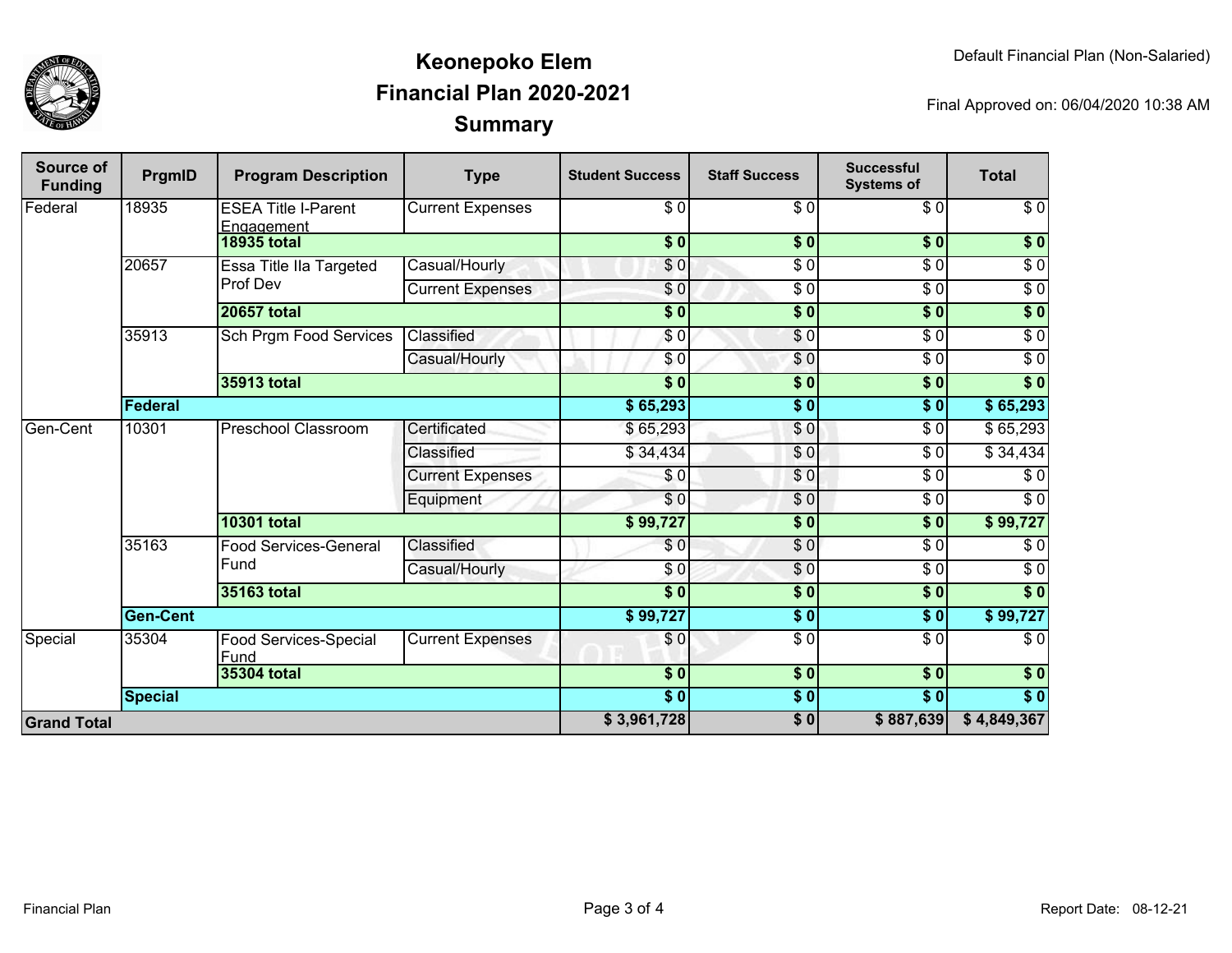# Keonepoko Elem
## Financial Plan 2020-2021
## Summary

Default Financial Plan (Non-Salaried)

Final Approved on: 06/04/2020 10:38 AM

| Source of Funding | PrgmID | Program Description | Type | Student Success | Staff Success | Successful Systems of | Total |
|---|---|---|---|---|---|---|---|
| Federal | 18935 | ESEA Title I-Parent Engagement | Current Expenses | $ 0 | $ 0 | $ 0 | $ 0 |
| | | **18935 total** | | **$ 0** | **$ 0** | **$ 0** | **$ 0** |
| | 20657 | Essa Title IIa Targeted Prof Dev | Casual/Hourly | $ 0 | $ 0 | $ 0 | $ 0 |
| | | | Current Expenses | $ 0 | $ 0 | $ 0 | $ 0 |
| | | **20657 total** | | **$ 0** | **$ 0** | **$ 0** | **$ 0** |
| | 35913 | Sch Prgm Food Services | Classified | $ 0 | $ 0 | $ 0 | $ 0 |
| | | | Casual/Hourly | $ 0 | $ 0 | $ 0 | $ 0 |
| | | **35913 total** | | **$ 0** | **$ 0** | **$ 0** | **$ 0** |
| | **Federal** | | | **$ 65,293** | **$ 0** | **$ 0** | **$ 65,293** |
| Gen-Cent | 10301 | Preschool Classroom | Certificated | $ 65,293 | $ 0 | $ 0 | $ 65,293 |
| | | | Classified | $ 34,434 | $ 0 | $ 0 | $ 34,434 |
| | | | Current Expenses | $ 0 | $ 0 | $ 0 | $ 0 |
| | | | Equipment | $ 0 | $ 0 | $ 0 | $ 0 |
| | | **10301 total** | | **$ 99,727** | **$ 0** | **$ 0** | **$ 99,727** |
| | 35163 | Food Services-General Fund | Classified | $ 0 | $ 0 | $ 0 | $ 0 |
| | | | Casual/Hourly | $ 0 | $ 0 | $ 0 | $ 0 |
| | | **35163 total** | | **$ 0** | **$ 0** | **$ 0** | **$ 0** |
| | **Gen-Cent** | | | **$ 99,727** | **$ 0** | **$ 0** | **$ 99,727** |
| Special | 35304 | Food Services-Special Fund | Current Expenses | $ 0 | $ 0 | $ 0 | $ 0 |
| | | **35304 total** | | **$ 0** | **$ 0** | **$ 0** | **$ 0** |
| | **Special** | | | **$ 0** | **$ 0** | **$ 0** | **$ 0** |
| **Grand Total** | | | | **$ 3,961,728** | **$ 0** | **$ 887,639** | **$ 4,849,367** |

Report Date: 08-12-21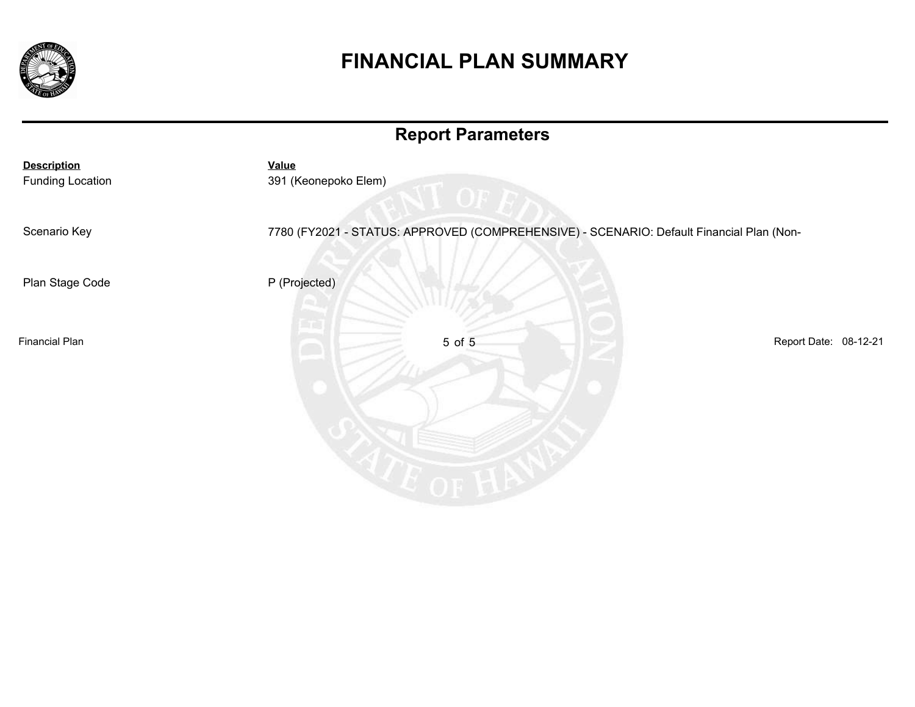# FINANCIAL PLAN SUMMARY

## Report Parameters

| Description | Value |
| --- | --- |
| Funding Location | 391 (Keonepoko Elem) |
| Scenario Key | 7780 (FY2021 - STATUS: APPROVED (COMPREHENSIVE) - SCENARIO: Default Financial Plan (Non- |
| Plan Stage Code | P (Projected) |

Financial Plan

Report Date: 08-12-21